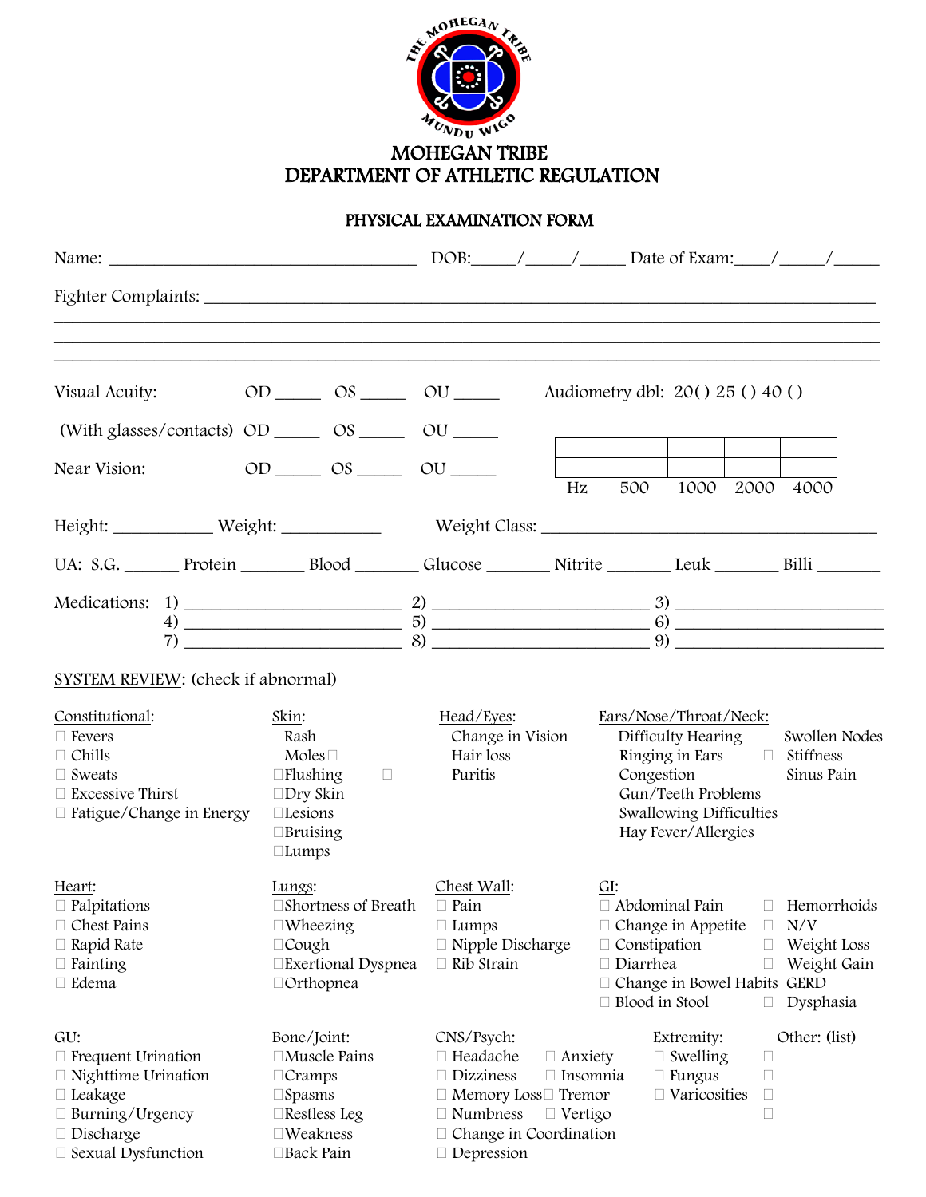# MOHEGAN TRIBE
# DEPARTMENT OF ATHLETIC REGULATION

## PHYSICAL EXAMINATION FORM

Name: ___________________________________ DOB:_____/_____/_____ Date of Exam:____/_____/_____

Fighter Complaints: ___________________________________________________________________________

_______________________________________________________________________________________________

_______________________________________________________________________________________________

_______________________________________________________________________________________________

Visual Acuity: OD _____ OS _____ OU _____

(With glasses/contacts) OD _____ OS _____ OU _____

Near Vision: OD _____ OS _____ OU _____

Audiometry dbl: 20( ) 25 ( ) 40 ( )

| | | | | |
|---|---|---|---|---|
| | | | | |
| | | | | |
| Hz | 500 | 1000 | 2000 | 4000 |

Height: ___________ Weight: ___________ Weight Class: _______________________________________

UA: S.G. ______ Protein _______ Blood _______ Glucose _______ Nitrite _______ Leuk _______ Billi _______

Medications: 1) ________________________ 2) ________________________ 3) ________________________
4) ________________________ 5) ________________________ 6) ________________________
7) ________________________ 8) ________________________ 9) ________________________

SYSTEM REVIEW: (check if abnormal)

**Constitutional:**
- ☐ Fevers
- ☐ Chills
- ☐ Sweats
- ☐ Excessive Thirst
- ☐ Fatigue/Change in Energy

**Skin:**
- Rash
- Moles ☐
- ☐ Flushing ☐
- ☐ Dry Skin
- ☐ Lesions
- ☐ Bruising
- ☐ Lumps

**Head/Eyes:**
- Change in Vision
- Hair loss
- Puritis

**Ears/Nose/Throat/Neck:**
- Difficulty Hearing
- Ringing in Ears ☐
- Congestion
- Gun/Teeth Problems
- Swallowing Difficulties
- Hay Fever/Allergies
- Swollen Nodes
- Stiffness
- Sinus Pain

**Heart:**
- ☐ Palpitations
- ☐ Chest Pains
- ☐ Rapid Rate
- ☐ Fainting
- ☐ Edema

**Lungs:**
- ☐ Shortness of Breath
- ☐ Wheezing
- ☐ Cough
- ☐ Exertional Dyspnea
- ☐ Orthopnea

**Chest Wall:**
- ☐ Pain
- ☐ Lumps
- ☐ Nipple Discharge
- ☐ Rib Strain

**GI:**
- ☐ Abdominal Pain
- ☐ Change in Appetite
- ☐ Constipation
- ☐ Diarrhea
- ☐ Change in Bowel Habits
- ☐ Blood in Stool
- ☐ Hemorrhoids
- ☐ N/V
- ☐ Weight Loss
- ☐ Weight Gain
- GERD
- ☐ Dysphasia

**GU:**
- ☐ Frequent Urination
- ☐ Nighttime Urination
- ☐ Leakage
- ☐ Burning/Urgency
- ☐ Discharge
- ☐ Sexual Dysfunction

**Bone/Joint:**
- ☐ Muscle Pains
- ☐ Cramps
- ☐ Spasms
- ☐ Restless Leg
- ☐ Weakness
- ☐ Back Pain

**CNS/Psych:**
- ☐ Headache
- ☐ Dizziness
- ☐ Memory Loss
- ☐ Numbness
- ☐ Change in Coordination
- ☐ Depression
- ☐ Anxiety
- ☐ Insomnia
- ☐ Tremor
- ☐ Vertigo

**Extremity:**
- ☐ Swelling
- ☐ Fungus
- ☐ Varicosities

**Other:** (list)
- ☐
- ☐
- ☐
- ☐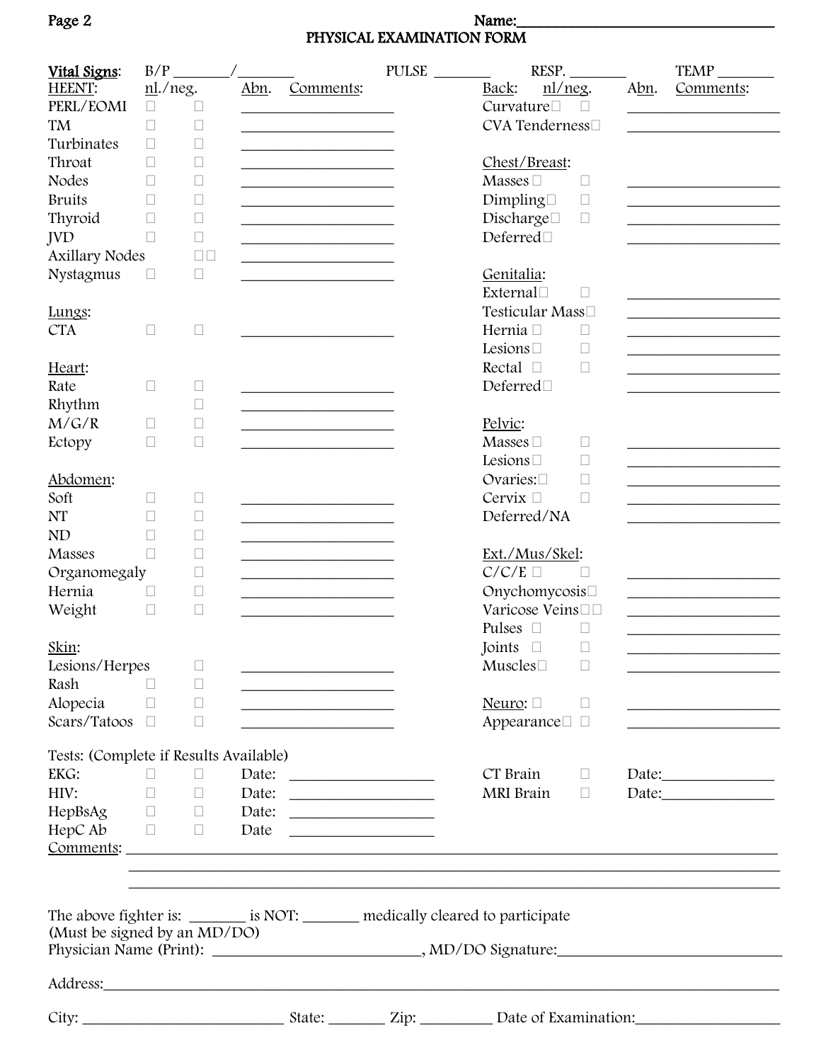Name:___________________________________

# PHYSICAL EXAMINATION FORM

**Vital Signs**: B/P _______/_______ PULSE _______ RESP. _______ TEMP _______

| HEENT: | nl./neg. | Abn. | Comments: |
|---|---|---|---|
| PERL/EOMI | ☐ | ☐ | ___________________ |
| TM | ☐ | ☐ | ___________________ |
| Turbinates | ☐ | ☐ | ___________________ |
| Throat | ☐ | ☐ | ___________________ |
| Nodes | ☐ | ☐ | ___________________ |
| Bruits | ☐ | ☐ | ___________________ |
| Thyroid | ☐ | ☐ | ___________________ |
| JVD | ☐ | ☐ | ___________________ |
| Axillary Nodes | | ☐☐ | ___________________ |
| Nystagmus | ☐ | ☐ | ___________________ |
| **Lungs:** | | | |
| CTA | ☐ | ☐ | ___________________ |
| **Heart:** | | | |
| Rate | ☐ | ☐ | ___________________ |
| Rhythm | | ☐ | ___________________ |
| M/G/R | ☐ | ☐ | ___________________ |
| Ectopy | ☐ | ☐ | ___________________ |
| **Abdomen:** | | | |
| Soft | ☐ | ☐ | ___________________ |
| NT | ☐ | ☐ | ___________________ |
| ND | ☐ | ☐ | ___________________ |
| Masses | ☐ | ☐ | ___________________ |
| Organomegaly | | ☐ | ___________________ |
| Hernia | ☐ | ☐ | ___________________ |
| Weight | ☐ | ☐ | ___________________ |
| **Skin:** | | | |
| Lesions/Herpes | | ☐ | ___________________ |
| Rash | ☐ | ☐ | ___________________ |
| Alopecia | ☐ | ☐ | ___________________ |
| Scars/Tatoos | ☐ | ☐ | ___________________ |

| Back: | nl/neg. | Abn. | Comments: |
|---|---|---|---|
| Curvature | ☐ | ☐ | ___________________ |
| CVA Tenderness | ☐ | | ___________________ |
| **Chest/Breast:** | | | |
| Masses | ☐ | ☐ | ___________________ |
| Dimpling | ☐ | ☐ | ___________________ |
| Discharge | ☐ | ☐ | ___________________ |
| Deferred | ☐ | | ___________________ |
| **Genitalia:** | | | |
| External | ☐ | ☐ | ___________________ |
| Testicular Mass | ☐ | | ___________________ |
| Hernia | ☐ | ☐ | ___________________ |
| Lesions | ☐ | ☐ | ___________________ |
| Rectal | ☐ | ☐ | ___________________ |
| Deferred | ☐ | | ___________________ |
| **Pelvic:** | | | |
| Masses | ☐ | ☐ | ___________________ |
| Lesions | ☐ | ☐ | ___________________ |
| Ovaries: | ☐ | ☐ | ___________________ |
| Cervix | ☐ | ☐ | ___________________ |
| Deferred/NA | | | ___________________ |
| **Ext./Mus/Skel:** | | | |
| C/C/E | ☐ | ☐ | ___________________ |
| Onychomycosis | ☐ | | ___________________ |
| Varicose Veins | ☐ | ☐ | ___________________ |
| Pulses | ☐ | ☐ | ___________________ |
| Joints | ☐ | ☐ | ___________________ |
| Muscles | ☐ | ☐ | ___________________ |
| **Neuro:** | ☐ | ☐ | ___________________ |
| Appearance | ☐ | ☐ | ___________________ |

Tests: (Complete if Results Available)

| Test | | | Date |
|---|---|---|---|
| EKG: | ☐ | ☐ | Date: ___________________ |
| HIV: | ☐ | ☐ | Date: ___________________ |
| HepBsAg | ☐ | ☐ | Date: ___________________ |
| HepC Ab | ☐ | ☐ | Date ___________________ |
| CT Brain | | ☐ | Date: ______________ |
| MRI Brain | | ☐ | Date: ______________ |

Comments: ____________________________________________________________________________
____________________________________________________________________________
____________________________________________________________________________

The above fighter is: _______ is NOT: _______ medically cleared to participate
(Must be signed by an MD/DO)
Physician Name (Print): ___________________________, MD/DO Signature:____________________________

Address:______________________________________________________________________________

City: __________________________ State: _______ Zip: _________ Date of Examination:___________________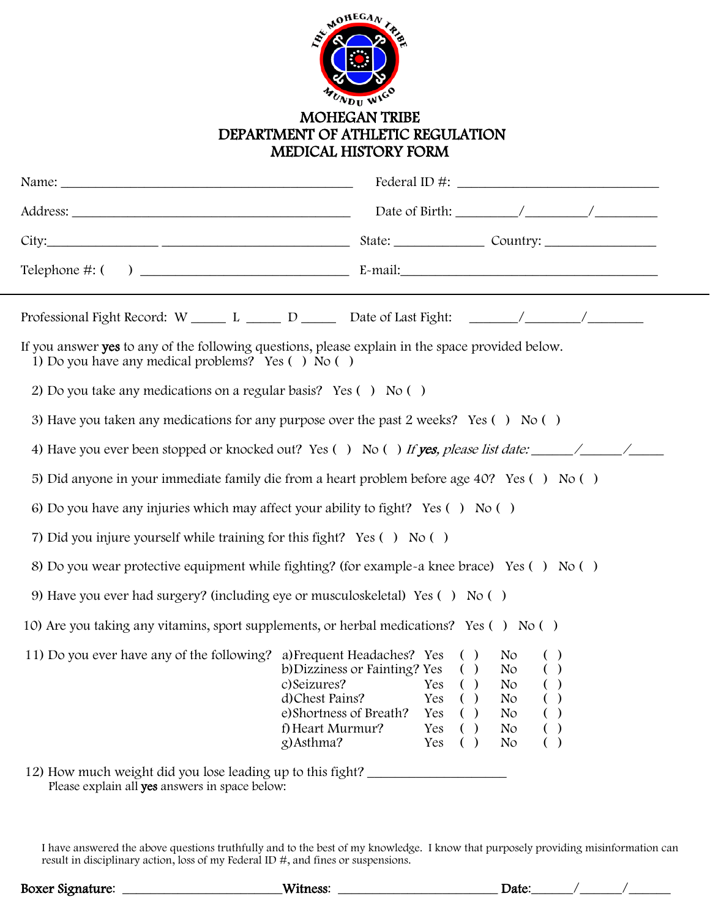THE MOHEGAN TRIBE
MUNDU WIGO

# MOHEGAN TRIBE
# DEPARTMENT OF ATHLETIC REGULATION
# MEDICAL HISTORY FORM

Name: ___________________________________________ Federal ID #: ______________________________

Address: _________________________________________ Date of Birth: _________/_________/_________

City:________________ ____________________________ State: _____________ Country: ________________

Telephone #: (     ) _______________________________ E-mail:_______________________________________

---

Professional Fight Record: W _____ L _____ D _____ Date of Last Fight: _______/________/________

If you answer **yes** to any of the following questions, please explain in the space provided below.

1) Do you have any medical problems? Yes ( ) No ( )

2) Do you take any medications on a regular basis? Yes ( ) No ( )

3) Have you taken any medications for any purpose over the past 2 weeks? Yes ( ) No ( )

4) Have you ever been stopped or knocked out? Yes ( ) No ( ) *If **yes**, please list date:* ______/______/_____

5) Did anyone in your immediate family die from a heart problem before age 40? Yes ( ) No ( )

6) Do you have any injuries which may affect your ability to fight? Yes ( ) No ( )

7) Did you injure yourself while training for this fight? Yes ( ) No ( )

8) Do you wear protective equipment while fighting? (for example-a knee brace) Yes ( ) No ( )

9) Have you ever had surgery? (including eye or musculoskeletal) Yes ( ) No ( )

10) Are you taking any vitamins, sport supplements, or herbal medications? Yes ( ) No ( )

11) Do you ever have any of the following?

| | | | | |
|---|---|---|---|---|
| a) Frequent Headaches? | Yes | ( ) | No | ( ) |
| b) Dizziness or Fainting? | Yes | ( ) | No | ( ) |
| c) Seizures? | Yes | ( ) | No | ( ) |
| d) Chest Pains? | Yes | ( ) | No | ( ) |
| e) Shortness of Breath? | Yes | ( ) | No | ( ) |
| f) Heart Murmur? | Yes | ( ) | No | ( ) |
| g) Asthma? | Yes | ( ) | No | ( ) |

12) How much weight did you lose leading up to this fight? ____________________

Please explain all **yes** answers in space below:

I have answered the above questions truthfully and to the best of my knowledge. I know that purposely providing misinformation can result in disciplinary action, loss of my Federal ID #, and fines or suspensions.

**Boxer Signature**: ________________________ **Witness**: ________________________ **Date**:______/______/______